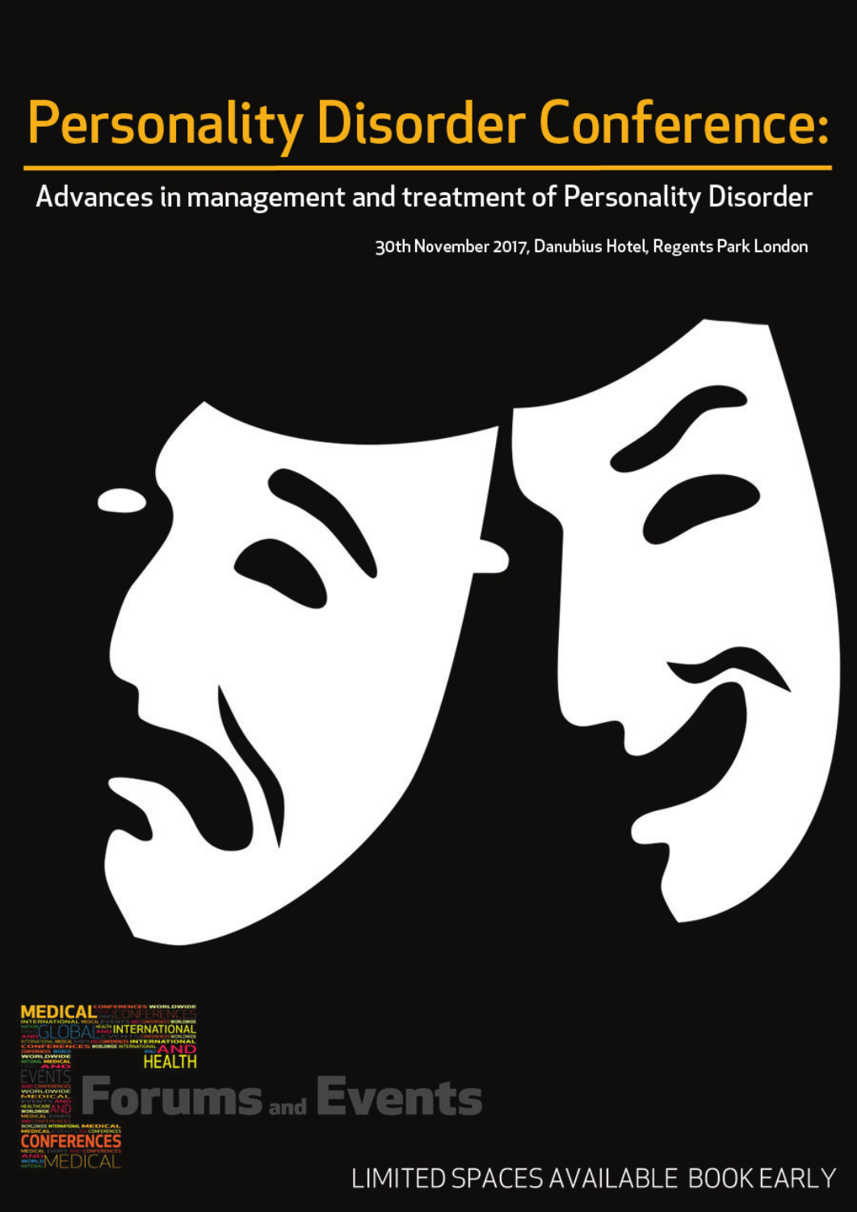# Personality Disorder Conference:

## Advances in management and treatment of Personality Disorder

30th November 2017, Danubius Hotel, Regents Park London

Forums and Events

LIMITED SPACES AVAILABLE BOOK EARLY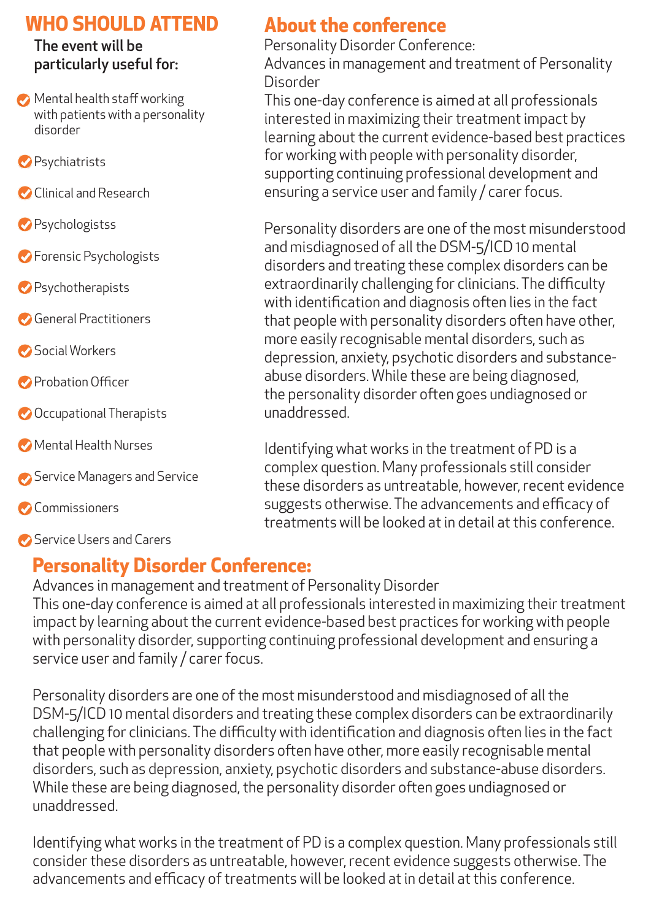## WHO SHOULD ATTEND

**The event will be particularly useful for:**

- Mental health staff working with patients with a personality disorder
- Psychiatrists
- Clinical and Research
- Psychologistss
- Forensic Psychologists
- Psychotherapists
- General Practitioners
- Social Workers
- Probation Officer
- Occupational Therapists
- Mental Health Nurses
- Service Managers and Service
- Commissioners
- Service Users and Carers

## About the conference

Personality Disorder Conference:
Advances in management and treatment of Personality Disorder
This one-day conference is aimed at all professionals interested in maximizing their treatment impact by learning about the current evidence-based best practices for working with people with personality disorder, supporting continuing professional development and ensuring a service user and family / carer focus.

Personality disorders are one of the most misunderstood and misdiagnosed of all the DSM-5/ICD 10 mental disorders and treating these complex disorders can be extraordinarily challenging for clinicians. The difficulty with identification and diagnosis often lies in the fact that people with personality disorders often have other, more easily recognisable mental disorders, such as depression, anxiety, psychotic disorders and substance-abuse disorders. While these are being diagnosed, the personality disorder often goes undiagnosed or unaddressed.

Identifying what works in the treatment of PD is a complex question. Many professionals still consider these disorders as untreatable, however, recent evidence suggests otherwise. The advancements and efficacy of treatments will be looked at in detail at this conference.

## Personality Disorder Conference:

Advances in management and treatment of Personality Disorder
This one-day conference is aimed at all professionals interested in maximizing their treatment impact by learning about the current evidence-based best practices for working with people with personality disorder, supporting continuing professional development and ensuring a service user and family / carer focus.

Personality disorders are one of the most misunderstood and misdiagnosed of all the DSM-5/ICD 10 mental disorders and treating these complex disorders can be extraordinarily challenging for clinicians. The difficulty with identification and diagnosis often lies in the fact that people with personality disorders often have other, more easily recognisable mental disorders, such as depression, anxiety, psychotic disorders and substance-abuse disorders. While these are being diagnosed, the personality disorder often goes undiagnosed or unaddressed.

Identifying what works in the treatment of PD is a complex question. Many professionals still consider these disorders as untreatable, however, recent evidence suggests otherwise. The advancements and efficacy of treatments will be looked at in detail at this conference.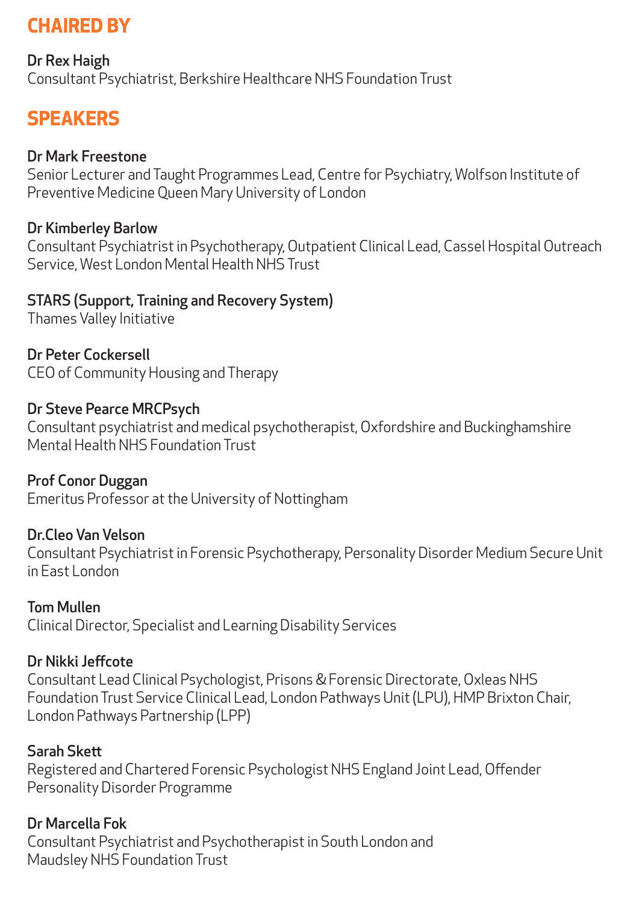## CHAIRED BY

**Dr Rex Haigh**
Consultant Psychiatrist, Berkshire Healthcare NHS Foundation Trust

## SPEAKERS

**Dr Mark Freestone**
Senior Lecturer and Taught Programmes Lead, Centre for Psychiatry, Wolfson Institute of Preventive Medicine Queen Mary University of London

**Dr Kimberley Barlow**
Consultant Psychiatrist in Psychotherapy, Outpatient Clinical Lead, Cassel Hospital Outreach Service, West London Mental Health NHS Trust

**STARS (Support, Training and Recovery System)**
Thames Valley Initiative

**Dr Peter Cockersell**
CEO of Community Housing and Therapy

**Dr Steve Pearce MRCPsych**
Consultant psychiatrist and medical psychotherapist, Oxfordshire and Buckinghamshire Mental Health NHS Foundation Trust

**Prof Conor Duggan**
Emeritus Professor at the University of Nottingham

**Dr.Cleo Van Velson**
Consultant Psychiatrist in Forensic Psychotherapy, Personality Disorder Medium Secure Unit in East London

**Tom Mullen**
Clinical Director, Specialist and Learning Disability Services

**Dr Nikki Jeffcote**
Consultant Lead Clinical Psychologist, Prisons & Forensic Directorate, Oxleas NHS Foundation Trust Service Clinical Lead, London Pathways Unit (LPU), HMP Brixton Chair, London Pathways Partnership (LPP)

**Sarah Skett**
Registered and Chartered Forensic Psychologist NHS England Joint Lead, Offender Personality Disorder Programme

**Dr Marcella Fok**
Consultant Psychiatrist and Psychotherapist in South London and Maudsley NHS Foundation Trust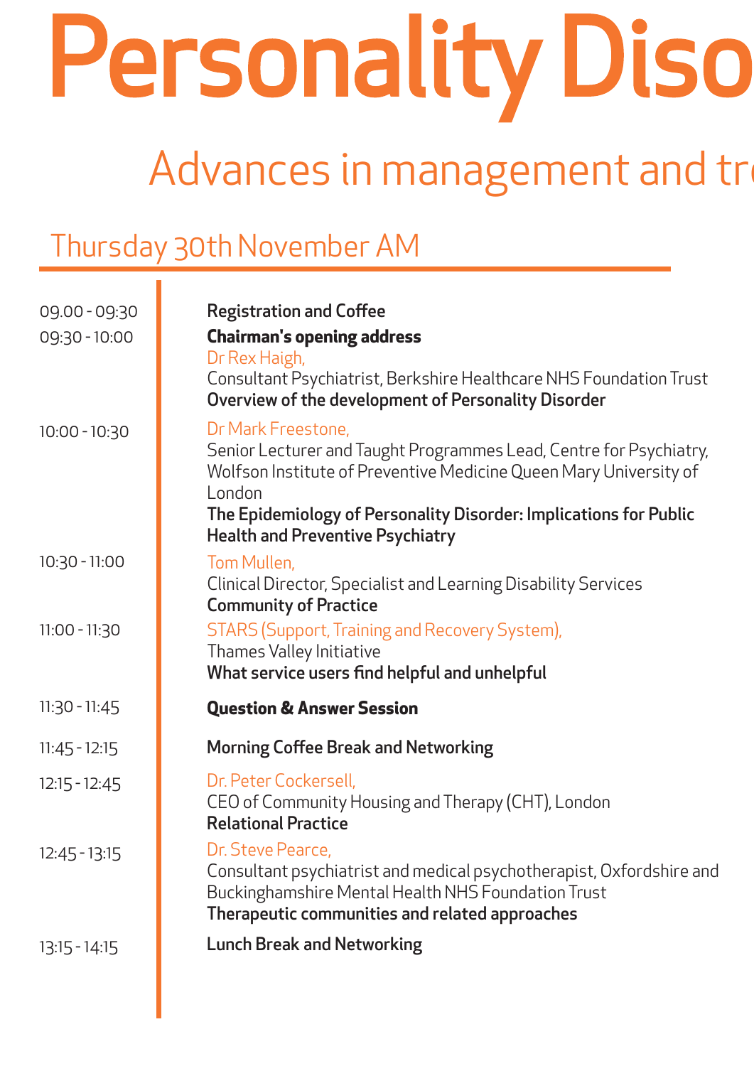# Personality Diso

## Advances in management and tr

### Thursday 30th November AM

| Time | Session |
|---|---|
| 09.00 - 09:30 | **Registration and Coffee** |
| 09:30 - 10:00 | **Chairman's opening address**<br>Dr Rex Haigh,<br>Consultant Psychiatrist, Berkshire Healthcare NHS Foundation Trust<br>**Overview of the development of Personality Disorder** |
| 10:00 - 10:30 | Dr Mark Freestone,<br>Senior Lecturer and Taught Programmes Lead, Centre for Psychiatry, Wolfson Institute of Preventive Medicine Queen Mary University of London<br>**The Epidemiology of Personality Disorder: Implications for Public Health and Preventive Psychiatry** |
| 10:30 - 11:00 | Tom Mullen,<br>Clinical Director, Specialist and Learning Disability Services<br>**Community of Practice** |
| 11:00 - 11:30 | STARS (Support, Training and Recovery System),<br>Thames Valley Initiative<br>**What service users find helpful and unhelpful** |
| 11:30 - 11:45 | **Question & Answer Session** |
| 11:45 - 12:15 | **Morning Coffee Break and Networking** |
| 12:15 - 12:45 | Dr. Peter Cockersell,<br>CEO of Community Housing and Therapy (CHT), London<br>**Relational Practice** |
| 12:45 - 13:15 | Dr. Steve Pearce,<br>Consultant psychiatrist and medical psychotherapist, Oxfordshire and Buckinghamshire Mental Health NHS Foundation Trust<br>**Therapeutic communities and related approaches** |
| 13:15 - 14:15 | **Lunch Break and Networking** |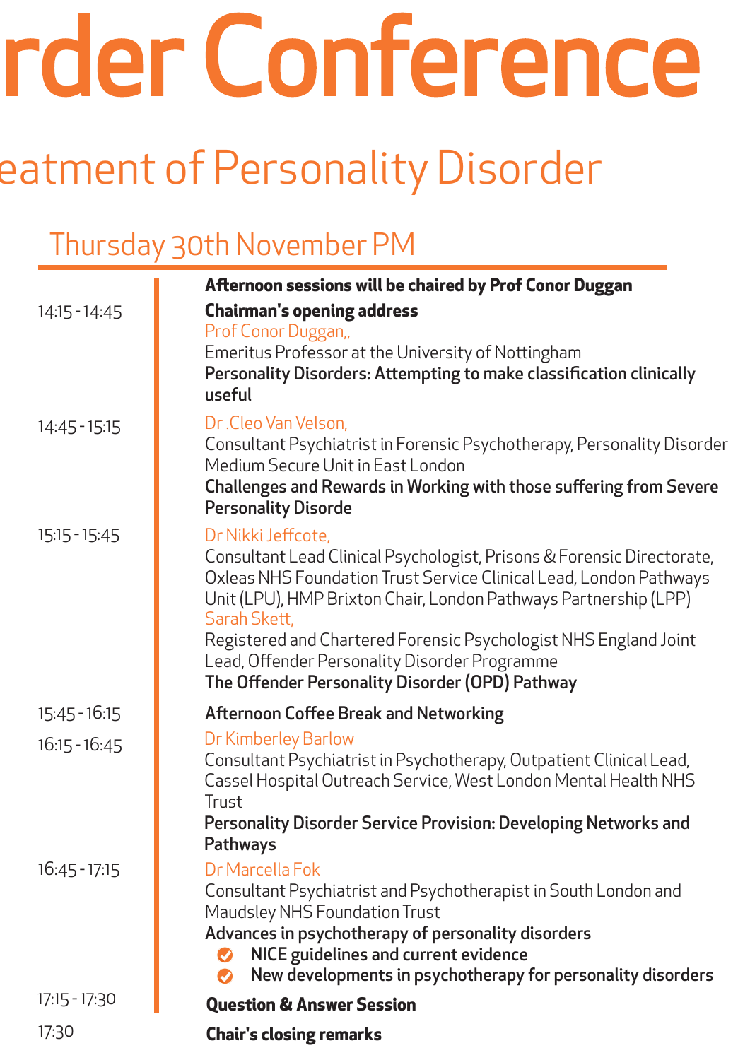# rder Conference

## eatment of Personality Disorder

### Thursday 30th November PM

| | |
|---|---|
| | **Afternoon sessions will be chaired by Prof Conor Duggan** |
| 14:15 - 14:45 | **Chairman's opening address**<br>Prof Conor Duggan,,<br>Emeritus Professor at the University of Nottingham<br>**Personality Disorders: Attempting to make classification clinically useful** |
| 14:45 - 15:15 | Dr .Cleo Van Velson,<br>Consultant Psychiatrist in Forensic Psychotherapy, Personality Disorder Medium Secure Unit in East London<br>**Challenges and Rewards in Working with those suffering from Severe Personality Disorde** |
| 15:15 - 15:45 | Dr Nikki Jeffcote,<br>Consultant Lead Clinical Psychologist, Prisons & Forensic Directorate, Oxleas NHS Foundation Trust Service Clinical Lead, London Pathways Unit (LPU), HMP Brixton Chair, London Pathways Partnership (LPP)<br>Sarah Skett,<br>Registered and Chartered Forensic Psychologist NHS England Joint Lead, Offender Personality Disorder Programme<br>**The Offender Personality Disorder (OPD) Pathway** |
| 15:45 - 16:15 | **Afternoon Coffee Break and Networking** |
| 16:15 - 16:45 | Dr Kimberley Barlow<br>Consultant Psychiatrist in Psychotherapy, Outpatient Clinical Lead, Cassel Hospital Outreach Service, West London Mental Health NHS Trust<br>**Personality Disorder Service Provision: Developing Networks and Pathways** |
| 16:45 - 17:15 | Dr Marcella Fok<br>Consultant Psychiatrist and Psychotherapist in South London and Maudsley NHS Foundation Trust<br>**Advances in psychotherapy of personality disorders**<br>- **NICE guidelines and current evidence**<br>- **New developments in psychotherapy for personality disorders** |
| 17:15 - 17:30 | **Question & Answer Session** |
| 17:30 | **Chair's closing remarks** |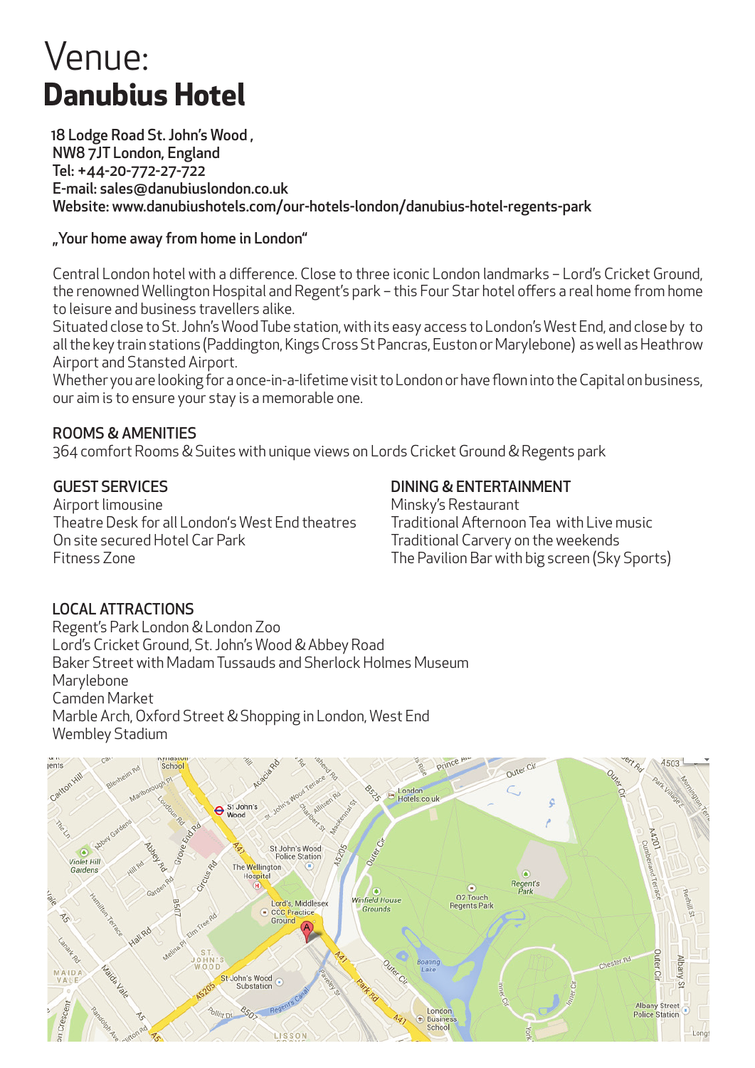# Venue:
# **Danubius Hotel**

18 Lodge Road St. John's Wood ,
NW8 7JT London, England
Tel: +44-20-772-27-722
E-mail: sales@danubiuslondon.co.uk
Website: www.danubiushotels.com/our-hotels-london/danubius-hotel-regents-park

„Your home away from home in London"

Central London hotel with a difference. Close to three iconic London landmarks – Lord's Cricket Ground, the renowned Wellington Hospital and Regent's park – this Four Star hotel offers a real home from home to leisure and business travellers alike.
Situated close to St. John's Wood Tube station, with its easy access to London's West End, and close by to all the key train stations (Paddington, Kings Cross St Pancras, Euston or Marylebone) as well as Heathrow Airport and Stansted Airport.
Whether you are looking for a once-in-a-lifetime visit to London or have flown into the Capital on business, our aim is to ensure your stay is a memorable one.

## ROOMS & AMENITIES

364 comfort Rooms & Suites with unique views on Lords Cricket Ground & Regents park

## GUEST SERVICES

Airport limousine
Theatre Desk for all London's West End theatres
On site secured Hotel Car Park
Fitness Zone

## DINING & ENTERTAINMENT

Minsky's Restaurant
Traditional Afternoon Tea with Live music
Traditional Carvery on the weekends
The Pavilion Bar with big screen (Sky Sports)

## LOCAL ATTRACTIONS

Regent's Park London & London Zoo
Lord's Cricket Ground, St. John's Wood & Abbey Road
Baker Street with Madam Tussauds and Sherlock Holmes Museum
Marylebone
Camden Market
Marble Arch, Oxford Street & Shopping in London, West End
Wembley Stadium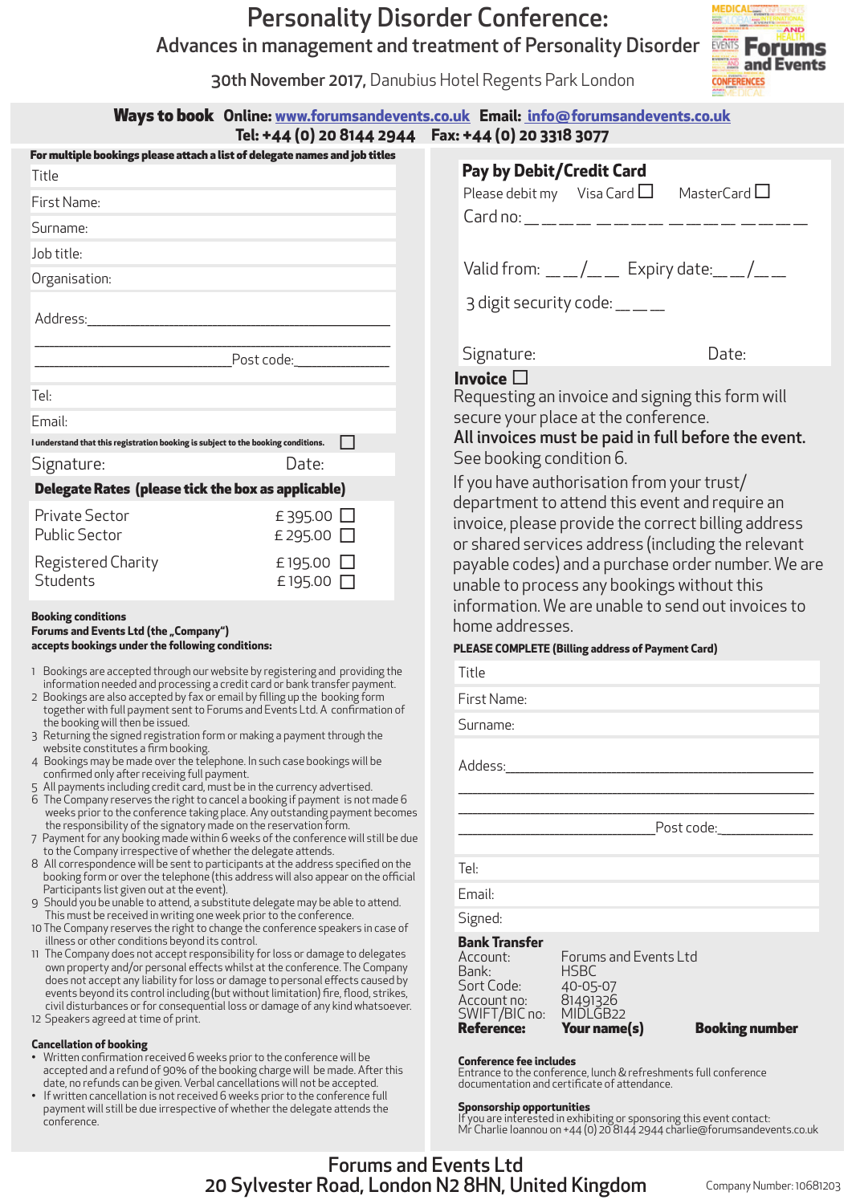# Personality Disorder Conference:

## Advances in management and treatment of Personality Disorder

**30th November 2017,** Danubius Hotel Regents Park London

**Ways to book** **Online:** www.forumsandevents.co.uk **Email:** info@forumsandevents.co.uk
**Tel: +44 (0) 20 8144 2944** **Fax: +44 (0) 20 3318 3077**

**For multiple bookings please attach a list of delegate names and job titles**

Title

First Name:

Surname:

Job title:

Organisation:

Address:______________________________________________

______________________________________________

___________________________Post code:______________

Tel:

Email:

**I understand that this registration booking is subject to the booking conditions.** ☐

Signature: Date:

**Delegate Rates (please tick the box as applicable)**

| | | |
|---|---|---|
| Private Sector | £ 395.00 | ☐ |
| Public Sector | £ 295.00 | ☐ |
| Registered Charity | £ 195.00 | ☐ |
| Students | £ 195.00 | ☐ |

**Booking conditions**
**Forums and Events Ltd (the „Company")**
**accepts bookings under the following conditions:**

1. Bookings are accepted through our website by registering and providing the information needed and processing a credit card or bank transfer payment.
2. Bookings are also accepted by fax or email by filling up the booking form together with full payment sent to Forums and Events Ltd. A confirmation of the booking will then be issued.
3. Returning the signed registration form or making a payment through the website constitutes a firm booking.
4. Bookings may be made over the telephone. In such case bookings will be confirmed only after receiving full payment.
5. All payments including credit card, must be in the currency advertised.
6. The Company reserves the right to cancel a booking if payment is not made 6 weeks prior to the conference taking place. Any outstanding payment becomes the responsibility of the signatory made on the reservation form.
7. Payment for any booking made within 6 weeks of the conference will still be due to the Company irrespective of whether the delegate attends.
8. All correspondence will be sent to participants at the address specified on the booking form or over the telephone (this address will also appear on the official Participants list given out at the event).
9. Should you be unable to attend, a substitute delegate may be able to attend. This must be received in writing one week prior to the conference.
10. The Company reserves the right to change the conference speakers in case of illness or other conditions beyond its control.
11. The Company does not accept responsibility for loss or damage to delegates own property and/or personal effects whilst at the conference. The Company does not accept any liability for loss or damage to personal effects caused by events beyond its control including (but without limitation) fire, flood, strikes, civil disturbances or for consequential loss or damage of any kind whatsoever.
12. Speakers agreed at time of print.

**Cancellation of booking**

- Written confirmation received 6 weeks prior to the conference will be accepted and a refund of 90% of the booking charge will be made. After this date, no refunds can be given. Verbal cancellations will not be accepted.
- If written cancellation is not received 6 weeks prior to the conference full payment will still be due irrespective of whether the delegate attends the conference.

**Pay by Debit/Credit Card**

Please debit my Visa Card ☐ MasterCard ☐

Card no: _ _ _ _ _ _ _ _ _ _ _ _ _ _ _ _

Valid from: _ _/_ _ Expiry date:_ _/_ _

3 digit security code: _ _ _

Signature: Date:

**Invoice** ☐

Requesting an invoice and signing this form will secure your place at the conference.

**All invoices must be paid in full before the event.**

See booking condition 6.

If you have authorisation from your trust/department to attend this event and require an invoice, please provide the correct billing address or shared services address (including the relevant payable codes) and a purchase order number. We are unable to process any bookings without this information. We are unable to send out invoices to home addresses.

**PLEASE COMPLETE (Billing address of Payment Card)**

Title

First Name:

Surname:

Addess:______________________________________________

______________________________________________

______________________________________________

___________________________Post code:______________

Tel:

Email:

Signed:

**Bank Transfer**

| | |
|---|---|
| Account: | Forums and Events Ltd |
| Bank: | HSBC |
| Sort Code: | 40-05-07 |
| Account no: | 81491326 |
| SWIFT/BIC no: | MIDLGB22 |
| **Reference:** | **Your name(s)** **Booking number** |

**Conference fee includes**
Entrance to the conference, lunch & refreshments full conference documentation and certificate of attendance.

**Sponsorship opportunities**
If you are interested in exhibiting or sponsoring this event contact:
Mr Charlie Ioannou on +44 (0) 20 8144 2944 charlie@forumsandevents.co.uk

Forums and Events Ltd
20 Sylvester Road, London N2 8HN, United Kingdom

Company Number: 10681203